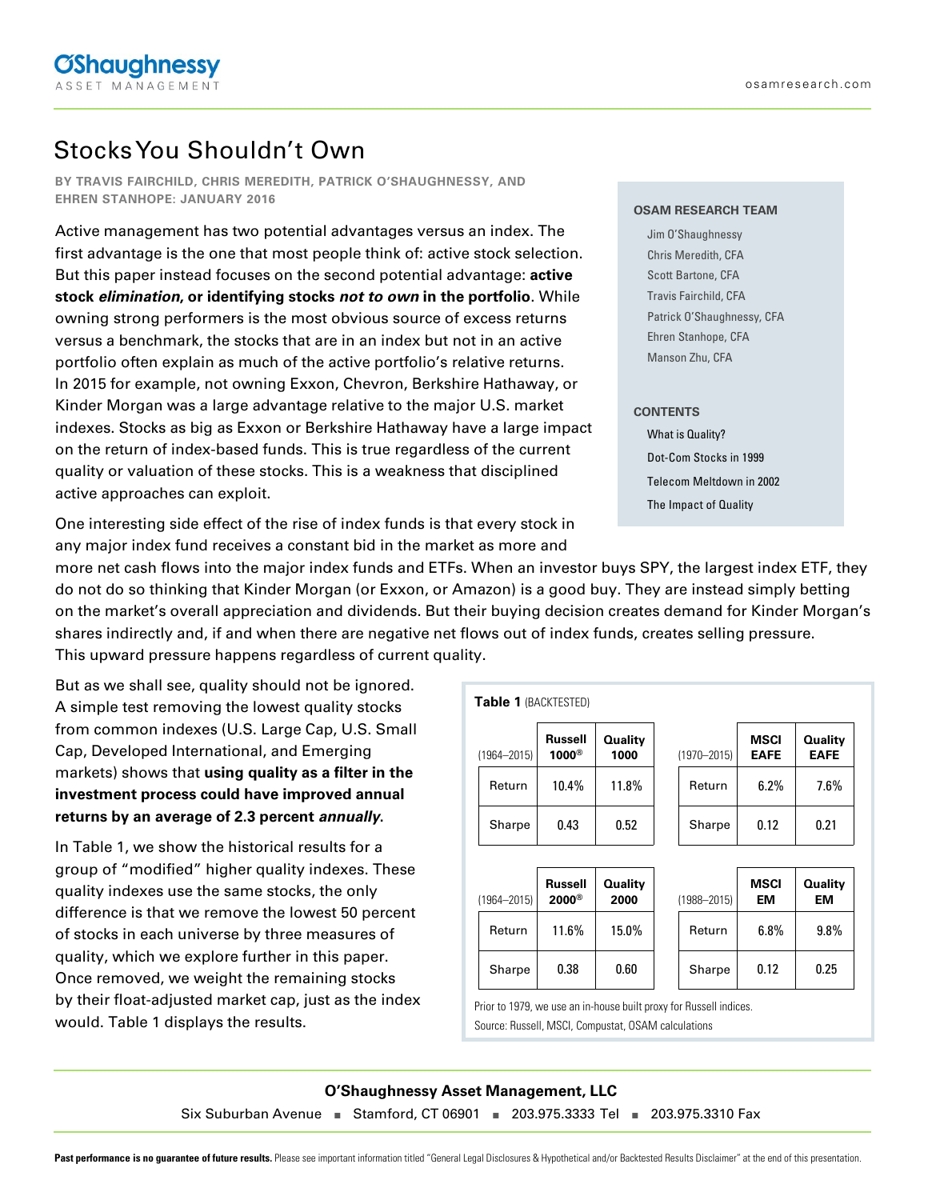# Stocks You Shouldn't Own

**BY TRAVIS FAIRCHILD, CHRIS MEREDITH, PATRICK O'SHAUGHNESSY, AND EHREN STANHOPE: JANUARY 2016**

Active management has two potential advantages versus an index. The first advantage is the one that most people think of: active stock selection. But this paper instead focuses on the second potential advantage: **active stock *elimination*, or identifying stocks *not to own* in the portfolio**. While owning strong performers is the most obvious source of excess returns versus a benchmark, the stocks that are in an index but not in an active portfolio often explain as much of the active portfolio's relative returns. In 2015 for example, not owning Exxon, Chevron, Berkshire Hathaway, or Kinder Morgan was a large advantage relative to the major U.S. market indexes. Stocks as big as Exxon or Berkshire Hathaway have a large impact on the return of index-based funds. This is true regardless of the current quality or valuation of these stocks. This is a weakness that disciplined active approaches can exploit.

One interesting side effect of the rise of index funds is that every stock in any major index fund receives a constant bid in the market as more and more net cash flows into the major index funds and ETFs. When an investor buys SPY, the largest index ETF, they do not do so thinking that Kinder Morgan (or Exxon, or Amazon) is a good buy. They are instead simply betting on the market's overall appreciation and dividends. But their buying decision creates demand for Kinder Morgan's shares indirectly and, if and when there are negative net flows out of index funds, creates selling pressure. This upward pressure happens regardless of current quality.

But as we shall see, quality should not be ignored. A simple test removing the lowest quality stocks from common indexes (U.S. Large Cap, U.S. Small Cap, Developed International, and Emerging markets) shows that **using quality as a filter in the investment process could have improved annual returns by an average of 2.3 percent *annually*.**

In Table 1, we show the historical results for a group of "modified" higher quality indexes. These quality indexes use the same stocks, the only difference is that we remove the lowest 50 percent of stocks in each universe by three measures of quality, which we explore further in this paper. Once removed, we weight the remaining stocks by their float-adjusted market cap, just as the index would. Table 1 displays the results.

**Table 1** (BACKTESTED)

| (1964–2015) | Russell 1000® | Quality 1000 |
|---|---|---|
| Return | 10.4% | 11.8% |
| Sharpe | 0.43 | 0.52 |

| (1970–2015) | MSCI EAFE | Quality EAFE |
|---|---|---|
| Return | 6.2% | 7.6% |
| Sharpe | 0.12 | 0.21 |

| (1964–2015) | Russell 2000® | Quality 2000 |
|---|---|---|
| Return | 11.6% | 15.0% |
| Sharpe | 0.38 | 0.60 |

| (1988–2015) | MSCI EM | Quality EM |
|---|---|---|
| Return | 6.8% | 9.8% |
| Sharpe | 0.12 | 0.25 |

Prior to 1979, we use an in-house built proxy for Russell indices.

Source: Russell, MSCI, Compustat, OSAM calculations

**OSAM RESEARCH TEAM**

- Jim O'Shaughnessy
- Chris Meredith, CFA
- Scott Bartone, CFA
- Travis Fairchild, CFA
- Patrick O'Shaughnessy, CFA
- Ehren Stanhope, CFA
- Manson Zhu, CFA

**CONTENTS**

- What is Quality?
- Dot-Com Stocks in 1999
- Telecom Meltdown in 2002
- The Impact of Quality

**Past performance is no guarantee of future results.** Please see important information titled "General Legal Disclosures & Hypothetical and/or Backtested Results Disclaimer" at the end of this presentation.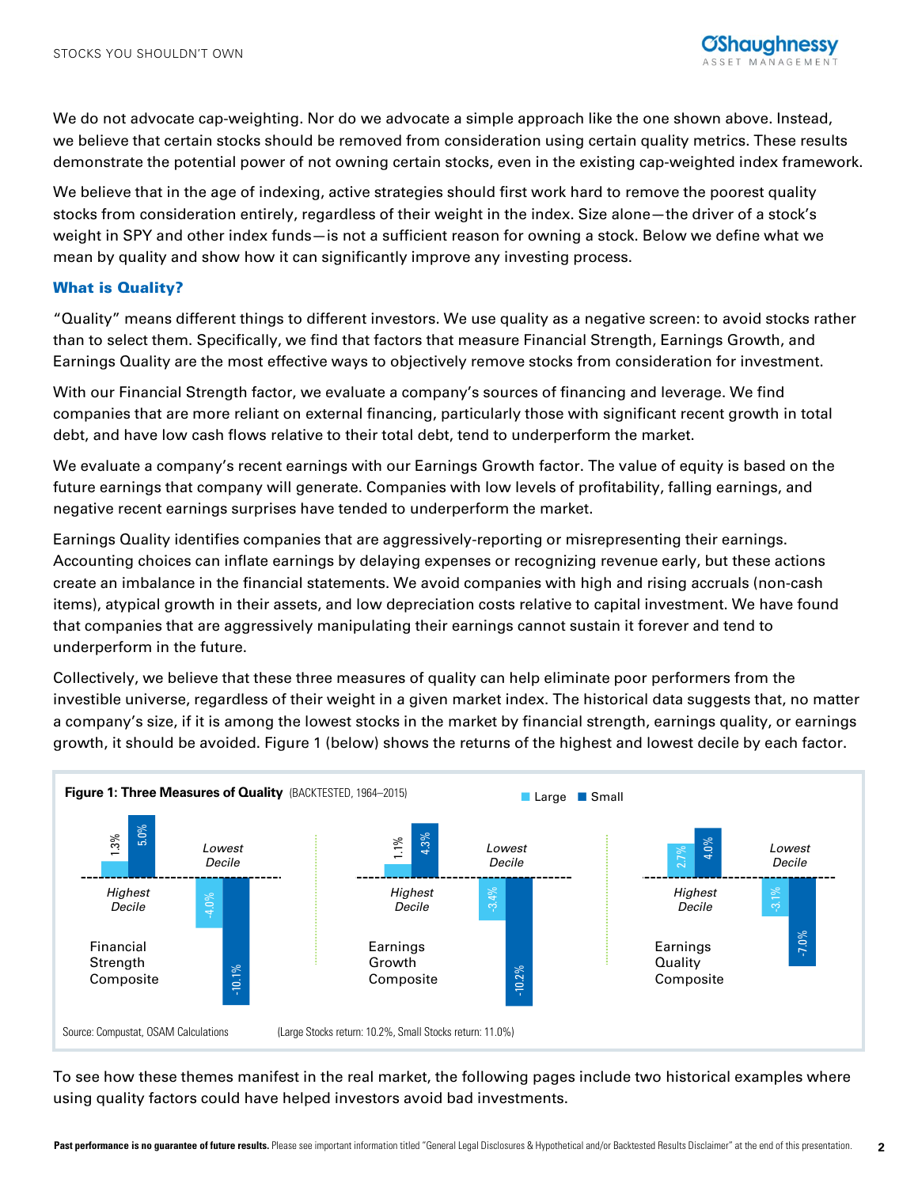We do not advocate cap-weighting. Nor do we advocate a simple approach like the one shown above. Instead, we believe that certain stocks should be removed from consideration using certain quality metrics. These results demonstrate the potential power of not owning certain stocks, even in the existing cap-weighted index framework.

We believe that in the age of indexing, active strategies should first work hard to remove the poorest quality stocks from consideration entirely, regardless of their weight in the index. Size alone—the driver of a stock's weight in SPY and other index funds—is not a sufficient reason for owning a stock. Below we define what we mean by quality and show how it can significantly improve any investing process.

### What is Quality?

"Quality" means different things to different investors. We use quality as a negative screen: to avoid stocks rather than to select them. Specifically, we find that factors that measure Financial Strength, Earnings Growth, and Earnings Quality are the most effective ways to objectively remove stocks from consideration for investment.

With our Financial Strength factor, we evaluate a company's sources of financing and leverage. We find companies that are more reliant on external financing, particularly those with significant recent growth in total debt, and have low cash flows relative to their total debt, tend to underperform the market.

We evaluate a company's recent earnings with our Earnings Growth factor. The value of equity is based on the future earnings that company will generate. Companies with low levels of profitability, falling earnings, and negative recent earnings surprises have tended to underperform the market.

Earnings Quality identifies companies that are aggressively-reporting or misrepresenting their earnings. Accounting choices can inflate earnings by delaying expenses or recognizing revenue early, but these actions create an imbalance in the financial statements. We avoid companies with high and rising accruals (non-cash items), atypical growth in their assets, and low depreciation costs relative to capital investment. We have found that companies that are aggressively manipulating their earnings cannot sustain it forever and tend to underperform in the future.

Collectively, we believe that these three measures of quality can help eliminate poor performers from the investible universe, regardless of their weight in a given market index. The historical data suggests that, no matter a company's size, if it is among the lowest stocks in the market by financial strength, earnings quality, or earnings growth, it should be avoided. Figure 1 (below) shows the returns of the highest and lowest decile by each factor.

**Figure 1: Three Measures of Quality** (BACKTESTED, 1964–2015)

| Composite | Highest Decile – Large | Highest Decile – Small | Lowest Decile – Large | Lowest Decile – Small |
|---|---|---|---|---|
| Financial Strength Composite | 1.3% | 5.0% | -4.0% | -10.1% |
| Earnings Growth Composite | 1.1% | 4.3% | -3.4% | -10.2% |
| Earnings Quality Composite | 2.7% | 4.0% | -3.1% | -7.0% |

Source: Compustat, OSAM Calculations (Large Stocks return: 10.2%, Small Stocks return: 11.0%)

To see how these themes manifest in the real market, the following pages include two historical examples where using quality factors could have helped investors avoid bad investments.

**Past performance is no guarantee of future results.** Please see important information titled "General Legal Disclosures & Hypothetical and/or Backtested Results Disclaimer" at the end of this presentation.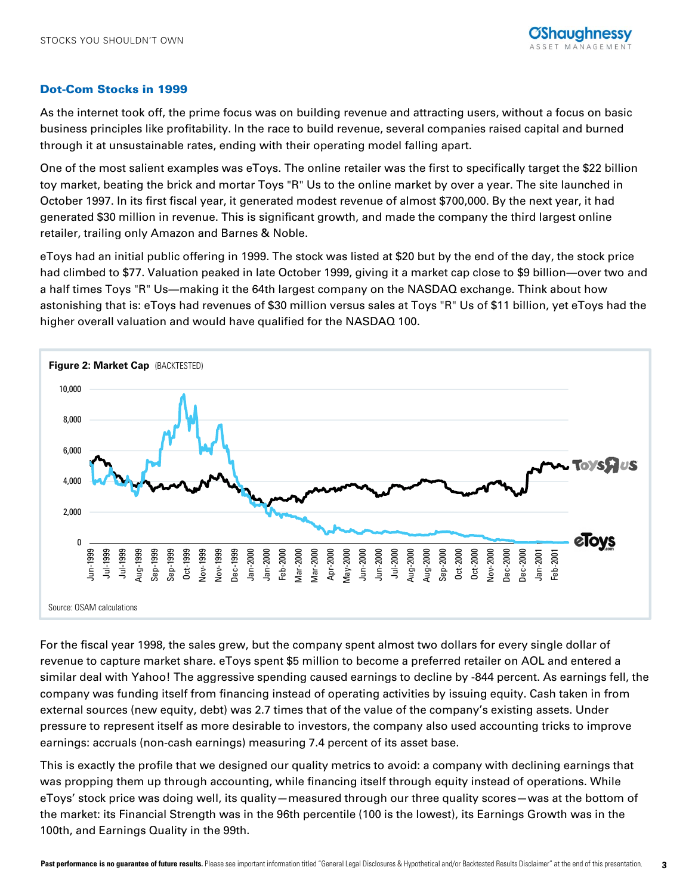## Dot-Com Stocks in 1999

As the internet took off, the prime focus was on building revenue and attracting users, without a focus on basic business principles like profitability. In the race to build revenue, several companies raised capital and burned through it at unsustainable rates, ending with their operating model falling apart.

One of the most salient examples was eToys. The online retailer was the first to specifically target the $22 billion toy market, beating the brick and mortar Toys "R" Us to the online market by over a year. The site launched in October 1997. In its first fiscal year, it generated modest revenue of almost $700,000. By the next year, it had generated $30 million in revenue. This is significant growth, and made the company the third largest online retailer, trailing only Amazon and Barnes & Noble.

eToys had an initial public offering in 1999. The stock was listed at $20 but by the end of the day, the stock price had climbed to $77. Valuation peaked in late October 1999, giving it a market cap close to $9 billion—over two and a half times Toys "R" Us—making it the 64th largest company on the NASDAQ exchange. Think about how astonishing that is: eToys had revenues of $30 million versus sales at Toys "R" Us of $11 billion, yet eToys had the higher overall valuation and would have qualified for the NASDAQ 100.

**Figure 2: Market Cap** (BACKTESTED)

Source: OSAM calculations

For the fiscal year 1998, the sales grew, but the company spent almost two dollars for every single dollar of revenue to capture market share. eToys spent $5 million to become a preferred retailer on AOL and entered a similar deal with Yahoo! The aggressive spending caused earnings to decline by -844 percent. As earnings fell, the company was funding itself from financing instead of operating activities by issuing equity. Cash taken in from external sources (new equity, debt) was 2.7 times that of the value of the company's existing assets. Under pressure to represent itself as more desirable to investors, the company also used accounting tricks to improve earnings: accruals (non-cash earnings) measuring 7.4 percent of its asset base.

This is exactly the profile that we designed our quality metrics to avoid: a company with declining earnings that was propping them up through accounting, while financing itself through equity instead of operations. While eToys' stock price was doing well, its quality—measured through our three quality scores—was at the bottom of the market: its Financial Strength was in the 96th percentile (100 is the lowest), its Earnings Growth was in the 100th, and Earnings Quality in the 99th.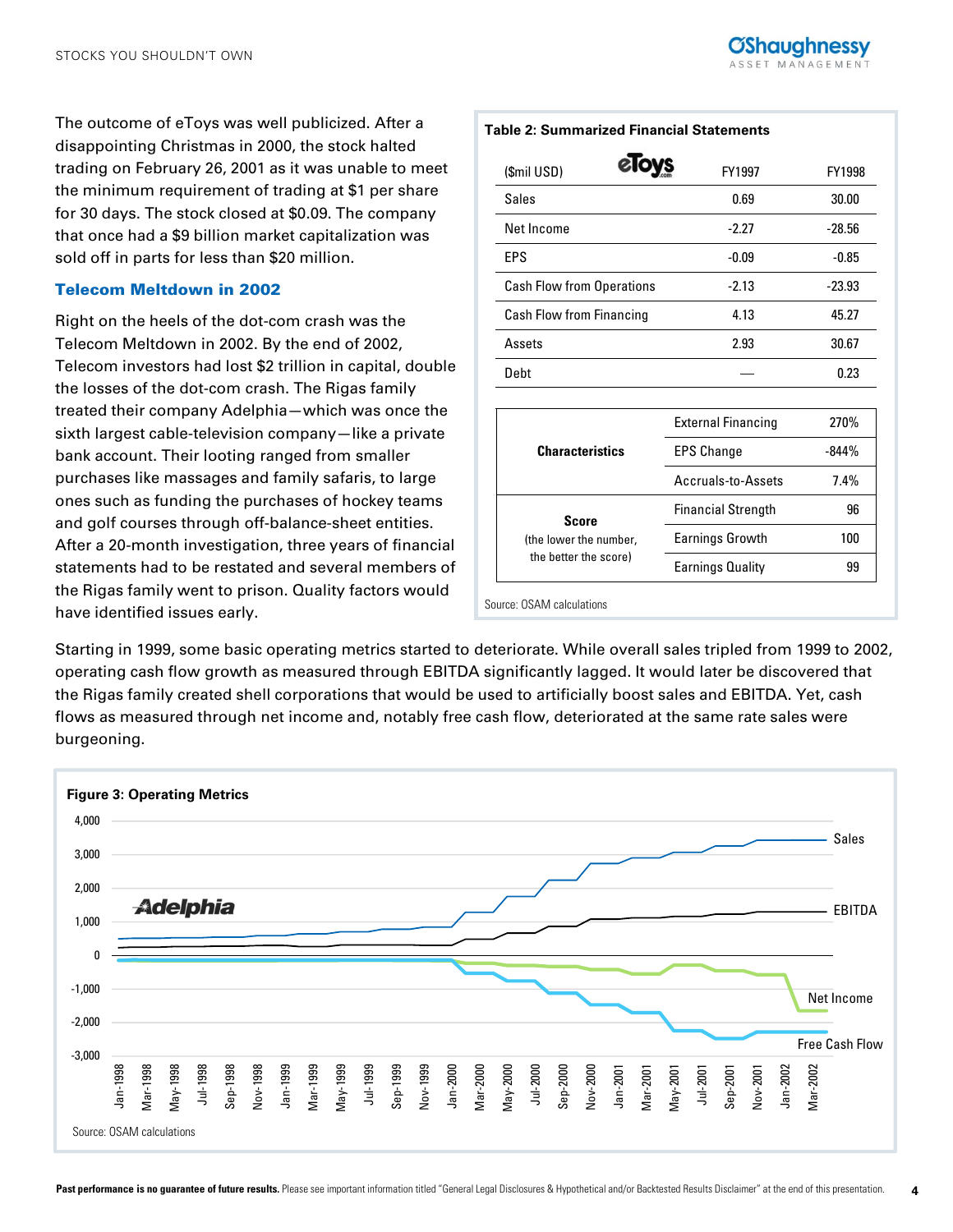The outcome of eToys was well publicized. After a disappointing Christmas in 2000, the stock halted trading on February 26, 2001 as it was unable to meet the minimum requirement of trading at $1 per share for 30 days. The stock closed at $0.09. The company that once had a $9 billion market capitalization was sold off in parts for less than $20 million.

**Table 2: Summarized Financial Statements**

| ($mil USD) eToys | FY1997 | FY1998 |
|---|---|---|
| Sales | 0.69 | 30.00 |
| Net Income | -2.27 | -28.56 |
| EPS | -0.09 | -0.85 |
| Cash Flow from Operations | -2.13 | -23.93 |
| Cash Flow from Financing | 4.13 | 45.27 |
| Assets | 2.93 | 30.67 |
| Debt | — | 0.23 |

| | | |
|---|---|---|
| **Characteristics** | External Financing | 270% |
| | EPS Change | -844% |
| | Accruals-to-Assets | 7.4% |
| **Score** (the lower the number, the better the score) | Financial Strength | 96 |
| | Earnings Growth | 100 |
| | Earnings Quality | 99 |

Source: OSAM calculations

### Telecom Meltdown in 2002

Right on the heels of the dot-com crash was the Telecom Meltdown in 2002. By the end of 2002, Telecom investors had lost $2 trillion in capital, double the losses of the dot-com crash. The Rigas family treated their company Adelphia—which was once the sixth largest cable-television company—like a private bank account. Their looting ranged from smaller purchases like massages and family safaris, to large ones such as funding the purchases of hockey teams and golf courses through off-balance-sheet entities. After a 20-month investigation, three years of financial statements had to be restated and several members of the Rigas family went to prison. Quality factors would have identified issues early.

Starting in 1999, some basic operating metrics started to deteriorate. While overall sales tripled from 1999 to 2002, operating cash flow growth as measured through EBITDA significantly lagged. It would later be discovered that the Rigas family created shell corporations that would be used to artificially boost sales and EBITDA. Yet, cash flows as measured through net income and, notably free cash flow, deteriorated at the same rate sales were burgeoning.

**Figure 3: Operating Metrics**

Source: OSAM calculations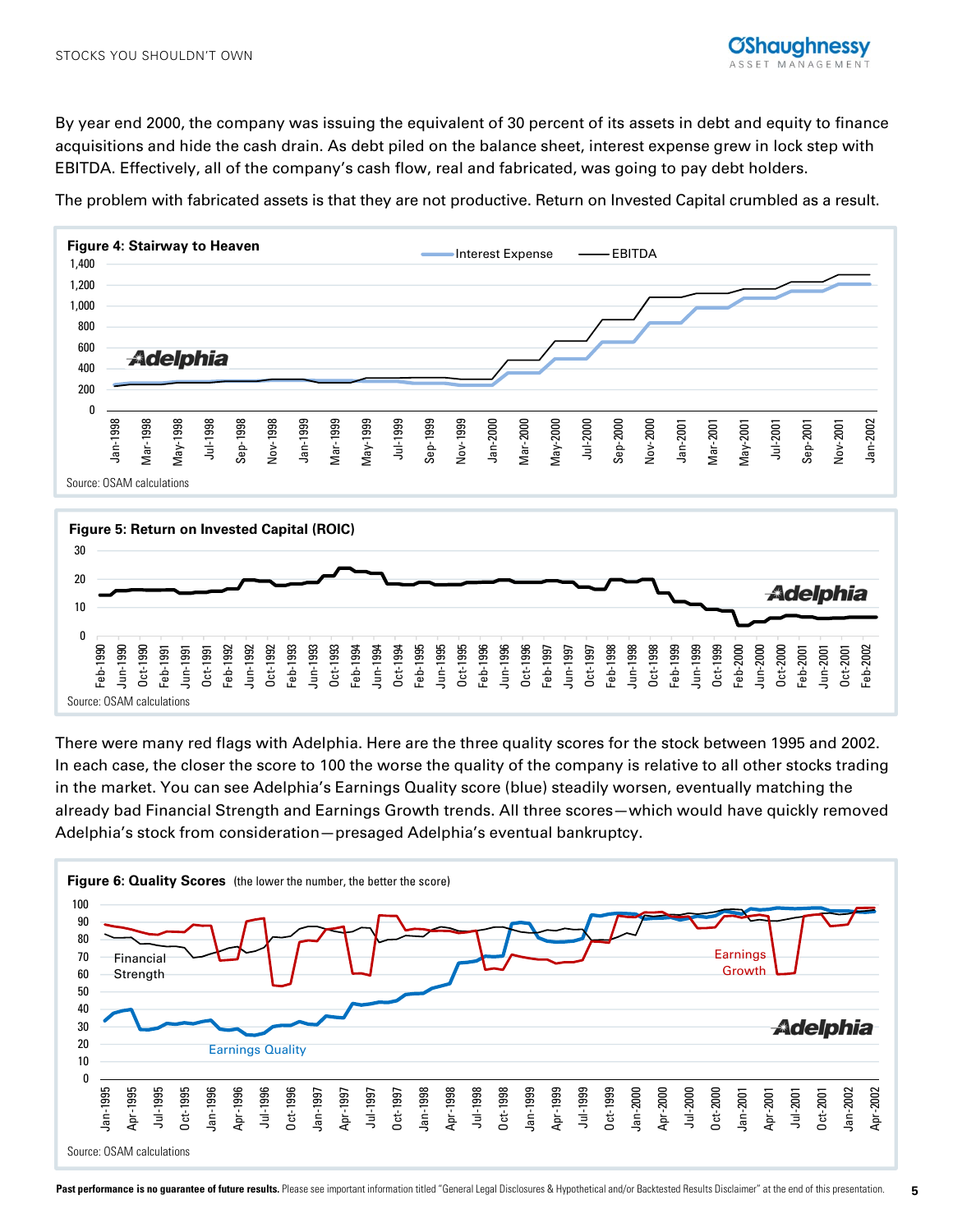By year end 2000, the company was issuing the equivalent of 30 percent of its assets in debt and equity to finance acquisitions and hide the cash drain. As debt piled on the balance sheet, interest expense grew in lock step with EBITDA. Effectively, all of the company's cash flow, real and fabricated, was going to pay debt holders.

The problem with fabricated assets is that they are not productive. Return on Invested Capital crumbled as a result.

**Figure 4: Stairway to Heaven**

Source: OSAM calculations

**Figure 5: Return on Invested Capital (ROIC)**

Source: OSAM calculations

There were many red flags with Adelphia. Here are the three quality scores for the stock between 1995 and 2002. In each case, the closer the score to 100 the worse the quality of the company is relative to all other stocks trading in the market. You can see Adelphia's Earnings Quality score (blue) steadily worsen, eventually matching the already bad Financial Strength and Earnings Growth trends. All three scores—which would have quickly removed Adelphia's stock from consideration—presaged Adelphia's eventual bankruptcy.

**Figure 6: Quality Scores** (the lower the number, the better the score)

Source: OSAM calculations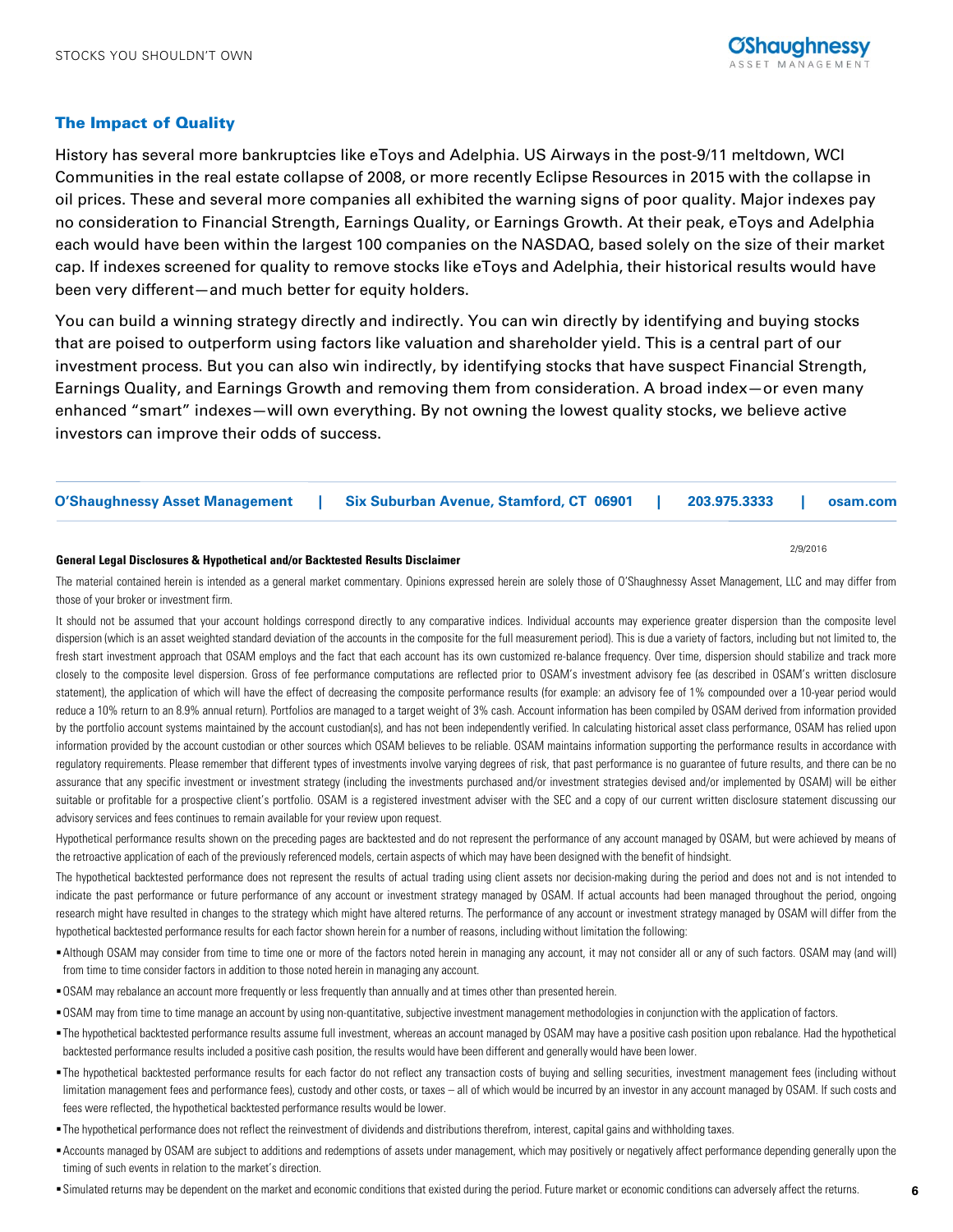## The Impact of Quality

History has several more bankruptcies like eToys and Adelphia. US Airways in the post-9/11 meltdown, WCI Communities in the real estate collapse of 2008, or more recently Eclipse Resources in 2015 with the collapse in oil prices. These and several more companies all exhibited the warning signs of poor quality. Major indexes pay no consideration to Financial Strength, Earnings Quality, or Earnings Growth. At their peak, eToys and Adelphia each would have been within the largest 100 companies on the NASDAQ, based solely on the size of their market cap. If indexes screened for quality to remove stocks like eToys and Adelphia, their historical results would have been very different—and much better for equity holders.

You can build a winning strategy directly and indirectly. You can win directly by identifying and buying stocks that are poised to outperform using factors like valuation and shareholder yield. This is a central part of our investment process. But you can also win indirectly, by identifying stocks that have suspect Financial Strength, Earnings Quality, and Earnings Growth and removing them from consideration. A broad index—or even many enhanced "smart" indexes—will own everything. By not owning the lowest quality stocks, we believe active investors can improve their odds of success.

**O'Shaughnessy Asset Management | Six Suburban Avenue, Stamford, CT 06901 | 203.975.3333 | osam.com**

2/9/2016

**General Legal Disclosures & Hypothetical and/or Backtested Results Disclaimer**

The material contained herein is intended as a general market commentary. Opinions expressed herein are solely those of O'Shaughnessy Asset Management, LLC and may differ from those of your broker or investment firm.

It should not be assumed that your account holdings correspond directly to any comparative indices. Individual accounts may experience greater dispersion than the composite level dispersion (which is an asset weighted standard deviation of the accounts in the composite for the full measurement period). This is due a variety of factors, including but not limited to, the fresh start investment approach that OSAM employs and the fact that each account has its own customized re-balance frequency. Over time, dispersion should stabilize and track more closely to the composite level dispersion. Gross of fee performance computations are reflected prior to OSAM's investment advisory fee (as described in OSAM's written disclosure statement), the application of which will have the effect of decreasing the composite performance results (for example: an advisory fee of 1% compounded over a 10-year period would reduce a 10% return to an 8.9% annual return). Portfolios are managed to a target weight of 3% cash. Account information has been compiled by OSAM derived from information provided by the portfolio account systems maintained by the account custodian(s), and has not been independently verified. In calculating historical asset class performance, OSAM has relied upon information provided by the account custodian or other sources which OSAM believes to be reliable. OSAM maintains information supporting the performance results in accordance with regulatory requirements. Please remember that different types of investments involve varying degrees of risk, that past performance is no guarantee of future results, and there can be no assurance that any specific investment or investment strategy (including the investments purchased and/or investment strategies devised and/or implemented by OSAM) will be either suitable or profitable for a prospective client's portfolio. OSAM is a registered investment adviser with the SEC and a copy of our current written disclosure statement discussing our advisory services and fees continues to remain available for your review upon request.

Hypothetical performance results shown on the preceding pages are backtested and do not represent the performance of any account managed by OSAM, but were achieved by means of the retroactive application of each of the previously referenced models, certain aspects of which may have been designed with the benefit of hindsight.

The hypothetical backtested performance does not represent the results of actual trading using client assets nor decision-making during the period and does not and is not intended to indicate the past performance or future performance of any account or investment strategy managed by OSAM. If actual accounts had been managed throughout the period, ongoing research might have resulted in changes to the strategy which might have altered returns. The performance of any account or investment strategy managed by OSAM will differ from the hypothetical backtested performance results for each factor shown herein for a number of reasons, including without limitation the following:

- Although OSAM may consider from time to time one or more of the factors noted herein in managing any account, it may not consider all or any of such factors. OSAM may (and will) from time to time consider factors in addition to those noted herein in managing any account.
- OSAM may rebalance an account more frequently or less frequently than annually and at times other than presented herein.
- OSAM may from time to time manage an account by using non-quantitative, subjective investment management methodologies in conjunction with the application of factors.
- The hypothetical backtested performance results assume full investment, whereas an account managed by OSAM may have a positive cash position upon rebalance. Had the hypothetical backtested performance results included a positive cash position, the results would have been different and generally would have been lower.
- The hypothetical backtested performance results for each factor do not reflect any transaction costs of buying and selling securities, investment management fees (including without limitation management fees and performance fees), custody and other costs, or taxes – all of which would be incurred by an investor in any account managed by OSAM. If such costs and fees were reflected, the hypothetical backtested performance results would be lower.
- The hypothetical performance does not reflect the reinvestment of dividends and distributions therefrom, interest, capital gains and withholding taxes.
- Accounts managed by OSAM are subject to additions and redemptions of assets under management, which may positively or negatively affect performance depending generally upon the timing of such events in relation to the market's direction.
- Simulated returns may be dependent on the market and economic conditions that existed during the period. Future market or economic conditions can adversely affect the returns.